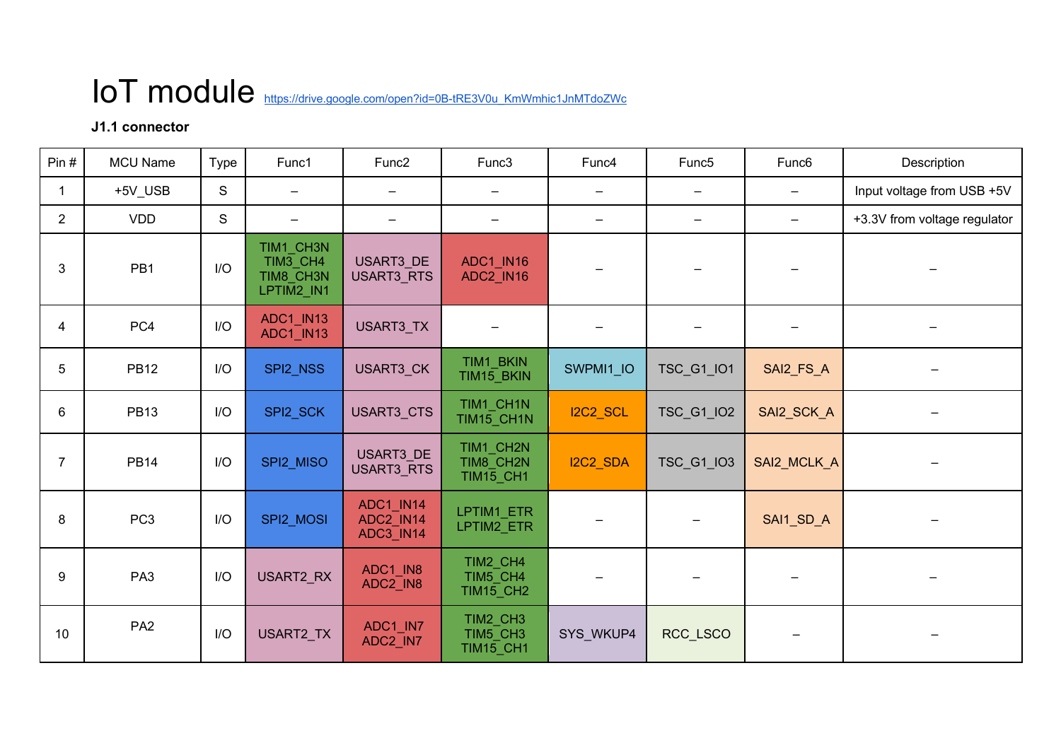# IoT module https://drive.google.com/open?id=0B-tRE3V0u_KmWmhic1JnMTdoZWc

**J1.1 connector**

| Pin # | MCU Name | Type | Func1 | Func2 | Func3 | Func4 | Func5 | Func6 | Description |
|---|---|---|---|---|---|---|---|---|---|
| 1 | +5V_USB | S | – | – | – | – | – | – | Input voltage from USB +5V |
| 2 | VDD | S | – | – | – | – | – | – | +3.3V from voltage regulator |
| 3 | PB1 | I/O | TIM1_CH3N TIM3_CH4 TIM8_CH3N LPTIM2_IN1 | USART3_DE USART3_RTS | ADC1_IN16 ADC2_IN16 | – | – | – | – |
| 4 | PC4 | I/O | ADC1_IN13 ADC1_IN13 | USART3_TX | – | – | – | – | – |
| 5 | PB12 | I/O | SPI2_NSS | USART3_CK | TIM1_BKIN TIM15_BKIN | SWPMI1_IO | TSC_G1_IO1 | SAI2_FS_A | – |
| 6 | PB13 | I/O | SPI2_SCK | USART3_CTS | TIM1_CH1N TIM15_CH1N | I2C2_SCL | TSC_G1_IO2 | SAI2_SCK_A | – |
| 7 | PB14 | I/O | SPI2_MISO | USART3_DE USART3_RTS | TIM1_CH2N TIM8_CH2N TIM15_CH1 | I2C2_SDA | TSC_G1_IO3 | SAI2_MCLK_A | – |
| 8 | PC3 | I/O | SPI2_MOSI | ADC1_IN14 ADC2_IN14 ADC3_IN14 | LPTIM1_ETR LPTIM2_ETR | – | – | SAI1_SD_A | – |
| 9 | PA3 | I/O | USART2_RX | ADC1_IN8 ADC2_IN8 | TIM2_CH4 TIM5_CH4 TIM15_CH2 | – | – | – | – |
| 10 | PA2 | I/O | USART2_TX | ADC1_IN7 ADC2_IN7 | TIM2_CH3 TIM5_CH3 TIM15_CH1 | SYS_WKUP4 | RCC_LSCO | – | – |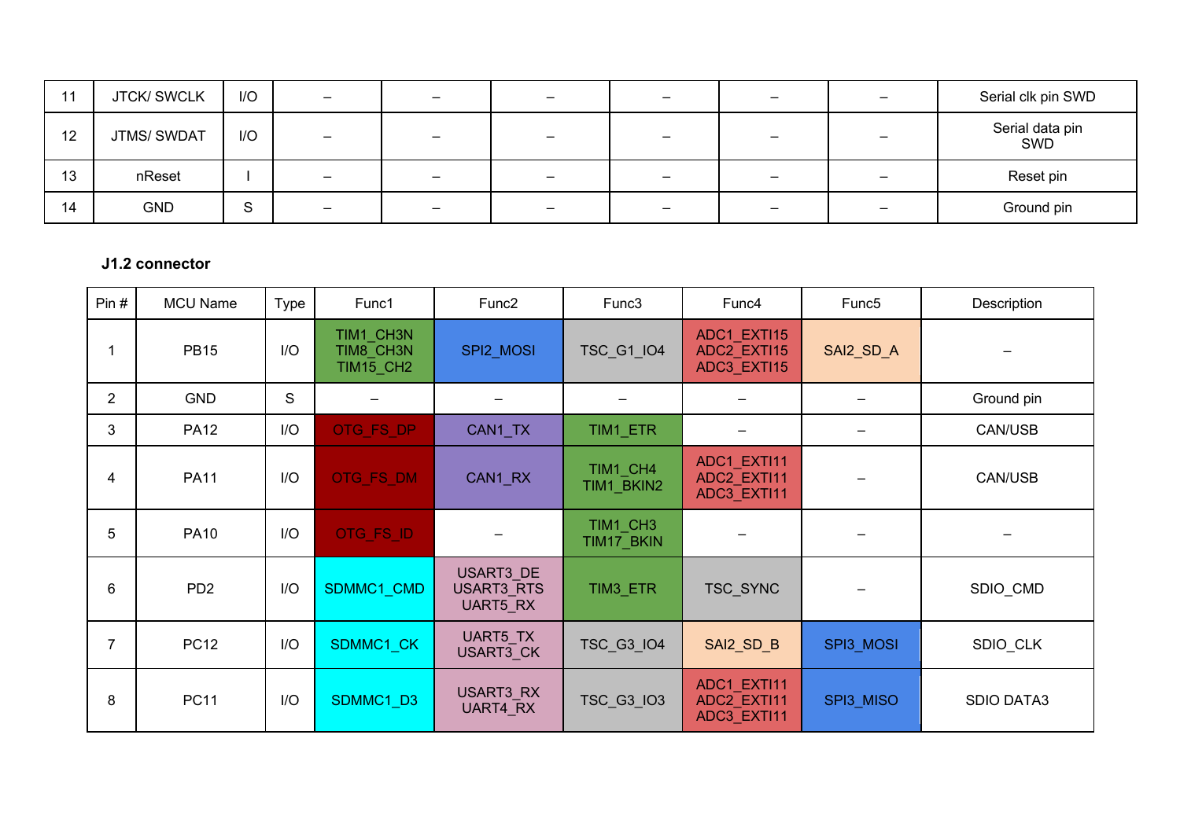| | | | | | | | | | |
|---|---|---|---|---|---|---|---|---|---|
| 11 | JTCK/ SWCLK | I/O | – | – | – | – | – | – | Serial clk pin SWD |
| 12 | JTMS/ SWDAT | I/O | – | – | – | – | – | – | Serial data pin SWD |
| 13 | nReset | I | – | – | – | – | – | – | Reset pin |
| 14 | GND | S | – | – | – | – | – | – | Ground pin |

**J1.2 connector**

| Pin # | MCU Name | Type | Func1 | Func2 | Func3 | Func4 | Func5 | Description |
|---|---|---|---|---|---|---|---|---|
| 1 | PB15 | I/O | TIM1_CH3N TIM8_CH3N TIM15_CH2 | SPI2_MOSI | TSC_G1_IO4 | ADC1_EXTI15 ADC2_EXTI15 ADC3_EXTI15 | SAI2_SD_A | – |
| 2 | GND | S | – | – | – | – | – | Ground pin |
| 3 | PA12 | I/O | OTG_FS_DP | CAN1_TX | TIM1_ETR | – | – | CAN/USB |
| 4 | PA11 | I/O | OTG_FS_DM | CAN1_RX | TIM1_CH4 TIM1_BKIN2 | ADC1_EXTI11 ADC2_EXTI11 ADC3_EXTI11 | – | CAN/USB |
| 5 | PA10 | I/O | OTG_FS_ID | – | TIM1_CH3 TIM17_BKIN | – | – | – |
| 6 | PD2 | I/O | SDMMC1_CMD | USART3_DE USART3_RTS UART5_RX | TIM3_ETR | TSC_SYNC | – | SDIO_CMD |
| 7 | PC12 | I/O | SDMMC1_CK | UART5_TX USART3_CK | TSC_G3_IO4 | SAI2_SD_B | SPI3_MOSI | SDIO_CLK |
| 8 | PC11 | I/O | SDMMC1_D3 | USART3_RX UART4_RX | TSC_G3_IO3 | ADC1_EXTI11 ADC2_EXTI11 ADC3_EXTI11 | SPI3_MISO | SDIO DATA3 |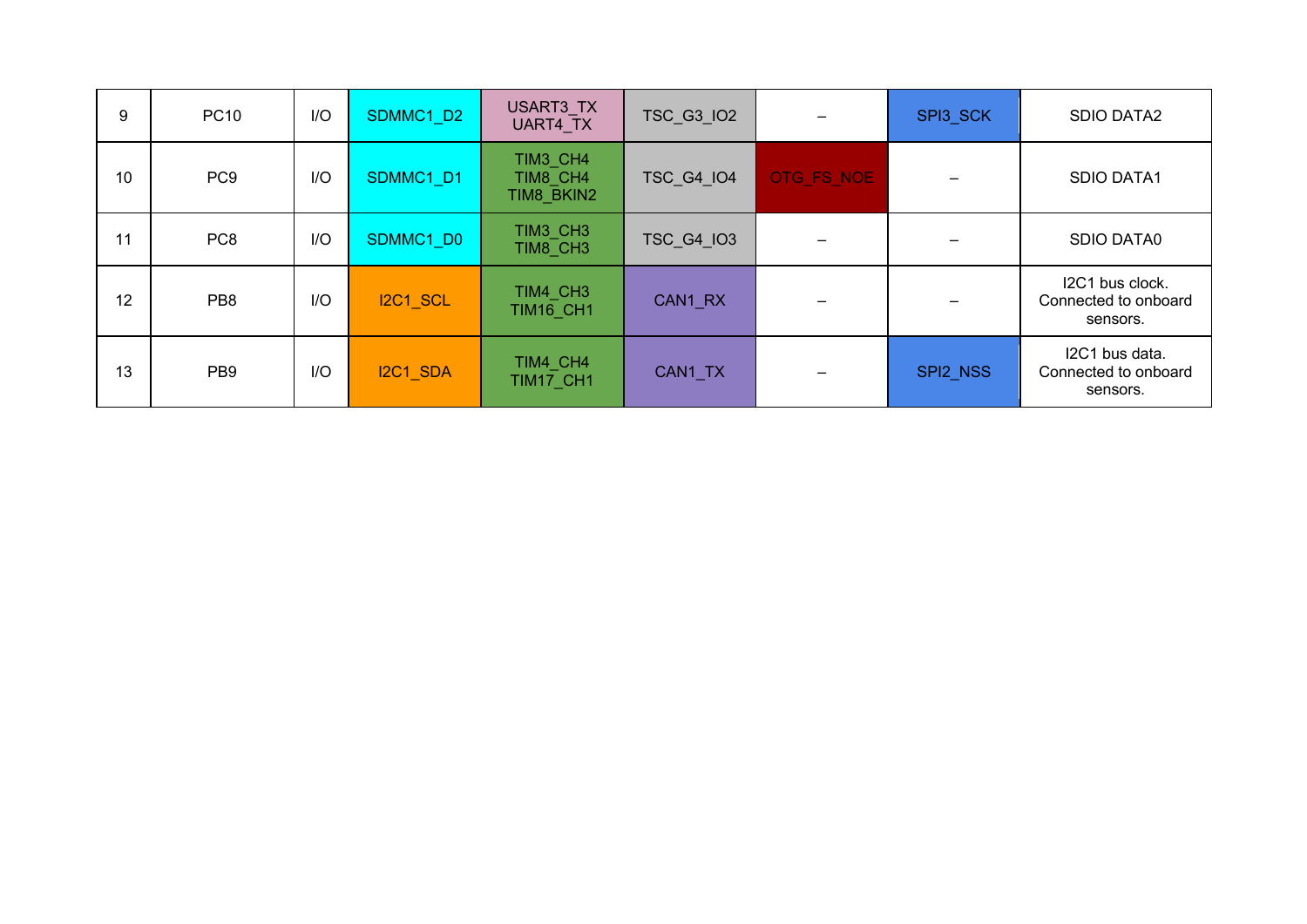| 9 | PC10 | I/O | SDMMC1_D2 | USART3_TX UART4_TX | TSC_G3_IO2 | – | SPI3_SCK | SDIO DATA2 |
|---|---|---|---|---|---|---|---|---|
| 10 | PC9 | I/O | SDMMC1_D1 | TIM3_CH4 TIM8_CH4 TIM8_BKIN2 | TSC_G4_IO4 | OTG_FS_NOE | – | SDIO DATA1 |
| 11 | PC8 | I/O | SDMMC1_D0 | TIM3_CH3 TIM8_CH3 | TSC_G4_IO3 | – | – | SDIO DATA0 |
| 12 | PB8 | I/O | I2C1_SCL | TIM4_CH3 TIM16_CH1 | CAN1_RX | – | – | I2C1 bus clock. Connected to onboard sensors. |
| 13 | PB9 | I/O | I2C1_SDA | TIM4_CH4 TIM17_CH1 | CAN1_TX | – | SPI2_NSS | I2C1 bus data. Connected to onboard sensors. |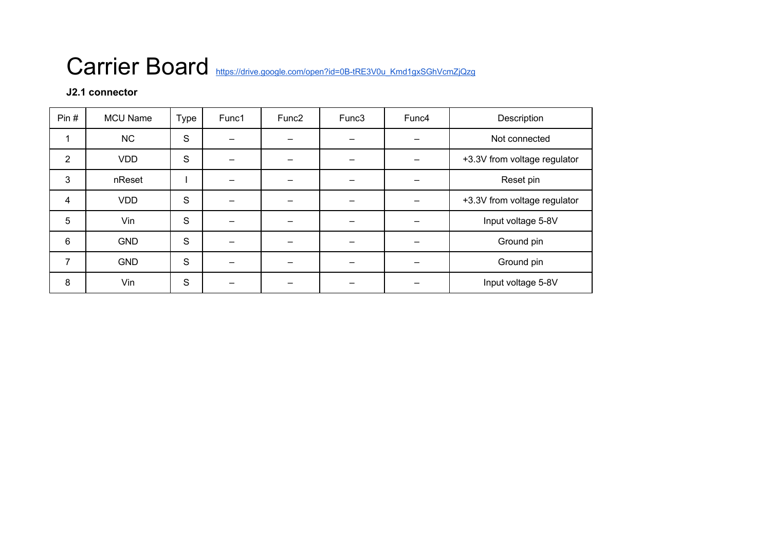# Carrier Board https://drive.google.com/open?id=0B-tRE3V0u_Kmd1gxSGhVcmZjQzg

**J2.1 connector**

| Pin # | MCU Name | Type | Func1 | Func2 | Func3 | Func4 | Description |
|---|---|---|---|---|---|---|---|
| 1 | NC | S | – | – | – | – | Not connected |
| 2 | VDD | S | – | – | – | – | +3.3V from voltage regulator |
| 3 | nReset | I | – | – | – | – | Reset pin |
| 4 | VDD | S | – | – | – | – | +3.3V from voltage regulator |
| 5 | Vin | S | – | – | – | – | Input voltage 5-8V |
| 6 | GND | S | – | – | – | – | Ground pin |
| 7 | GND | S | – | – | – | – | Ground pin |
| 8 | Vin | S | – | – | – | – | Input voltage 5-8V |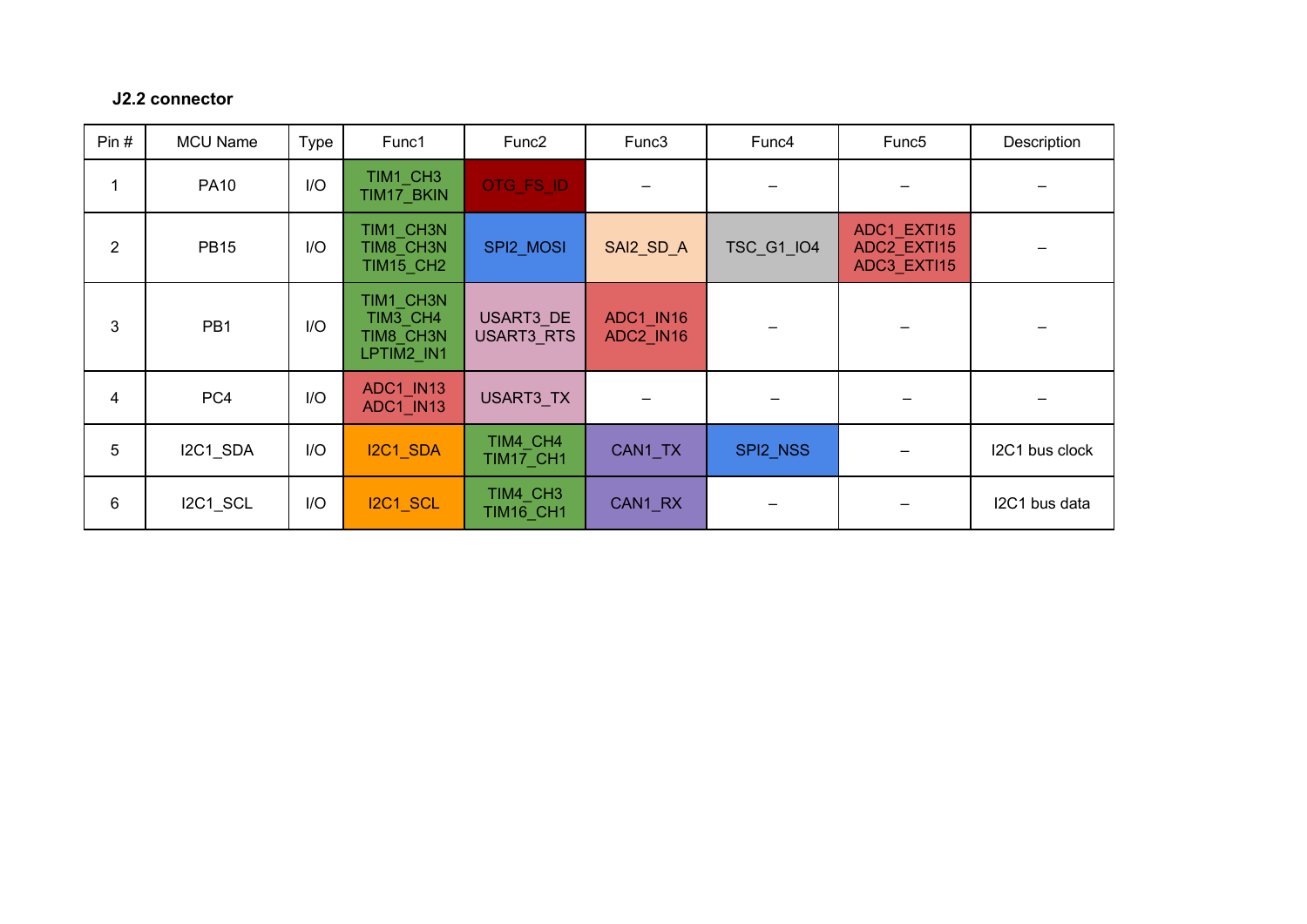**J2.2 connector**

| Pin # | MCU Name | Type | Func1 | Func2 | Func3 | Func4 | Func5 | Description |
|---|---|---|---|---|---|---|---|---|
| 1 | PA10 | I/O | TIM1_CH3<br>TIM17_BKIN | OTG_FS_ID | – | – | – | – |
| 2 | PB15 | I/O | TIM1_CH3N<br>TIM8_CH3N<br>TIM15_CH2 | SPI2_MOSI | SAI2_SD_A | TSC_G1_IO4 | ADC1_EXTI15<br>ADC2_EXTI15<br>ADC3_EXTI15 | – |
| 3 | PB1 | I/O | TIM1_CH3N<br>TIM3_CH4<br>TIM8_CH3N<br>LPTIM2_IN1 | USART3_DE<br>USART3_RTS | ADC1_IN16<br>ADC2_IN16 | – | – | – |
| 4 | PC4 | I/O | ADC1_IN13<br>ADC1_IN13 | USART3_TX | – | – | – | – |
| 5 | I2C1_SDA | I/O | I2C1_SDA | TIM4_CH4<br>TIM17_CH1 | CAN1_TX | SPI2_NSS | – | I2C1 bus clock |
| 6 | I2C1_SCL | I/O | I2C1_SCL | TIM4_CH3<br>TIM16_CH1 | CAN1_RX | – | – | I2C1 bus data |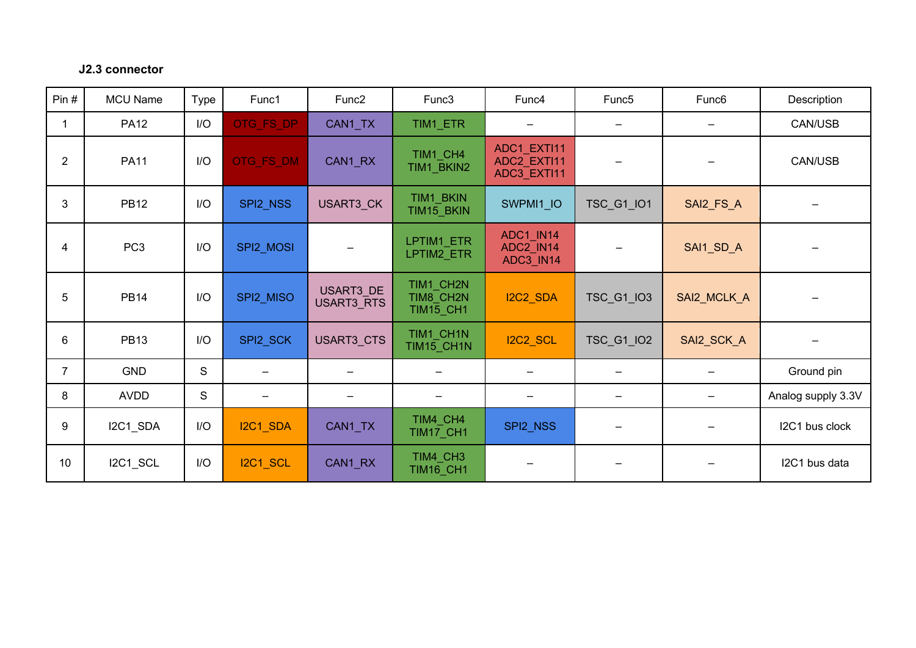**J2.3 connector**

| Pin # | MCU Name | Type | Func1 | Func2 | Func3 | Func4 | Func5 | Func6 | Description |
|---|---|---|---|---|---|---|---|---|---|
| 1 | PA12 | I/O | OTG_FS_DP | CAN1_TX | TIM1_ETR | – | – | – | CAN/USB |
| 2 | PA11 | I/O | OTG_FS_DM | CAN1_RX | TIM1_CH4<br>TIM1_BKIN2 | ADC1_EXTI11<br>ADC2_EXTI11<br>ADC3_EXTI11 | – | – | CAN/USB |
| 3 | PB12 | I/O | SPI2_NSS | USART3_CK | TIM1_BKIN<br>TIM15_BKIN | SWPMI1_IO | TSC_G1_IO1 | SAI2_FS_A | – |
| 4 | PC3 | I/O | SPI2_MOSI | – | LPTIM1_ETR<br>LPTIM2_ETR | ADC1_IN14<br>ADC2_IN14<br>ADC3_IN14 | – | SAI1_SD_A | – |
| 5 | PB14 | I/O | SPI2_MISO | USART3_DE<br>USART3_RTS | TIM1_CH2N<br>TIM8_CH2N<br>TIM15_CH1 | I2C2_SDA | TSC_G1_IO3 | SAI2_MCLK_A | – |
| 6 | PB13 | I/O | SPI2_SCK | USART3_CTS | TIM1_CH1N<br>TIM15_CH1N | I2C2_SCL | TSC_G1_IO2 | SAI2_SCK_A | – |
| 7 | GND | S | – | – | – | – | – | – | Ground pin |
| 8 | AVDD | S | – | – | – | – | – | – | Analog supply 3.3V |
| 9 | I2C1_SDA | I/O | I2C1_SDA | CAN1_TX | TIM4_CH4<br>TIM17_CH1 | SPI2_NSS | – | – | I2C1 bus clock |
| 10 | I2C1_SCL | I/O | I2C1_SCL | CAN1_RX | TIM4_CH3<br>TIM16_CH1 | – | – | – | I2C1 bus data |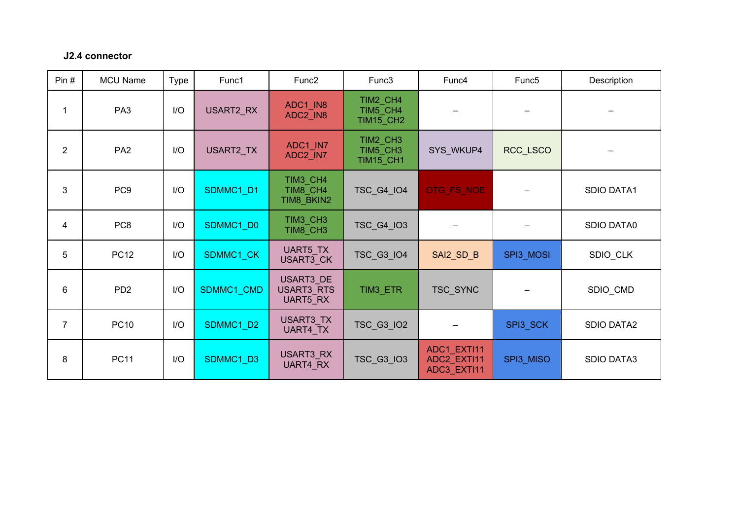**J2.4 connector**

| Pin # | MCU Name | Type | Func1 | Func2 | Func3 | Func4 | Func5 | Description |
|---|---|---|---|---|---|---|---|---|
| 1 | PA3 | I/O | USART2_RX | ADC1_IN8<br>ADC2_IN8 | TIM2_CH4<br>TIM5_CH4<br>TIM15_CH2 | – | – | – |
| 2 | PA2 | I/O | USART2_TX | ADC1_IN7<br>ADC2_IN7 | TIM2_CH3<br>TIM5_CH3<br>TIM15_CH1 | SYS_WKUP4 | RCC_LSCO | – |
| 3 | PC9 | I/O | SDMMC1_D1 | TIM3_CH4<br>TIM8_CH4<br>TIM8_BKIN2 | TSC_G4_IO4 | OTG_FS_NOE | – | SDIO DATA1 |
| 4 | PC8 | I/O | SDMMC1_D0 | TIM3_CH3<br>TIM8_CH3 | TSC_G4_IO3 | – | – | SDIO DATA0 |
| 5 | PC12 | I/O | SDMMC1_CK | UART5_TX<br>USART3_CK | TSC_G3_IO4 | SAI2_SD_B | SPI3_MOSI | SDIO_CLK |
| 6 | PD2 | I/O | SDMMC1_CMD | USART3_DE<br>USART3_RTS<br>UART5_RX | TIM3_ETR | TSC_SYNC | – | SDIO_CMD |
| 7 | PC10 | I/O | SDMMC1_D2 | USART3_TX<br>UART4_TX | TSC_G3_IO2 | – | SPI3_SCK | SDIO DATA2 |
| 8 | PC11 | I/O | SDMMC1_D3 | USART3_RX<br>UART4_RX | TSC_G3_IO3 | ADC1_EXTI11<br>ADC2_EXTI11<br>ADC3_EXTI11 | SPI3_MISO | SDIO DATA3 |